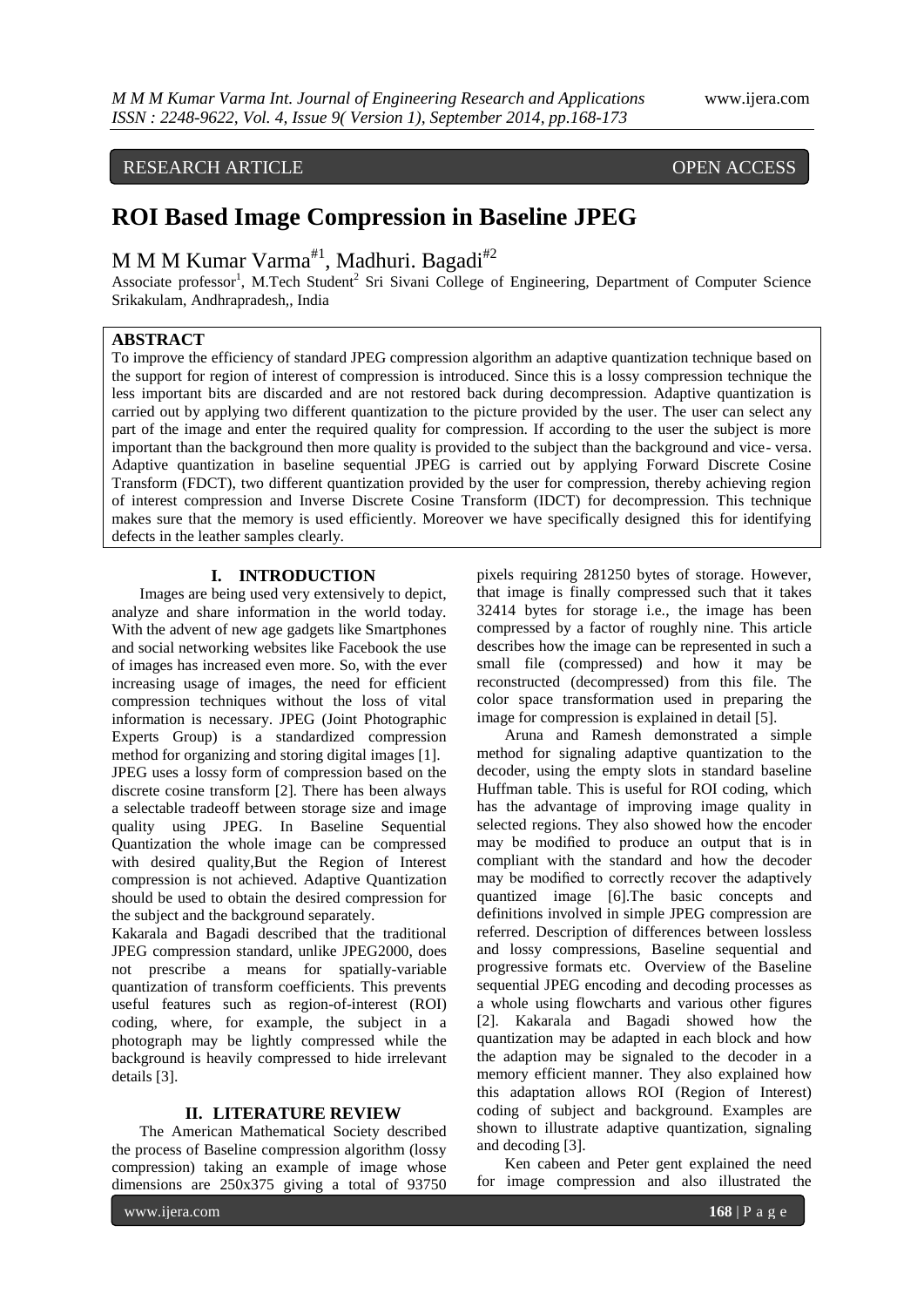RESEARCH ARTICLE OPEN ACCESS

# ROI Based Image Compression in Baseline JPEG

M M M Kumar Varma[#1], Madhuri. Bagadi[#2]

Associate professor[1], M.Tech Student[2] Sri Sivani College of Engineering, Department of Computer Science Srikakulam, Andhrapradesh,, India

## ABSTRACT

To improve the efficiency of standard JPEG compression algorithm an adaptive quantization technique based on the support for region of interest of compression is introduced. Since this is a lossy compression technique the less important bits are discarded and are not restored back during decompression. Adaptive quantization is carried out by applying two different quantization to the picture provided by the user. The user can select any part of the image and enter the required quality for compression. If according to the user the subject is more important than the background then more quality is provided to the subject than the background and vice- versa. Adaptive quantization in baseline sequential JPEG is carried out by applying Forward Discrete Cosine Transform (FDCT), two different quantization provided by the user for compression, thereby achieving region of interest compression and Inverse Discrete Cosine Transform (IDCT) for decompression. This technique makes sure that the memory is used efficiently. Moreover we have specifically designed this for identifying defects in the leather samples clearly.

## I. INTRODUCTION

Images are being used very extensively to depict, analyze and share information in the world today. With the advent of new age gadgets like Smartphones and social networking websites like Facebook the use of images has increased even more. So, with the ever increasing usage of images, the need for efficient compression techniques without the loss of vital information is necessary. JPEG (Joint Photographic Experts Group) is a standardized compression method for organizing and storing digital images [1]. JPEG uses a lossy form of compression based on the discrete cosine transform [2]. There has been always a selectable tradeoff between storage size and image quality using JPEG. In Baseline Sequential Quantization the whole image can be compressed with desired quality,But the Region of Interest compression is not achieved. Adaptive Quantization should be used to obtain the desired compression for the subject and the background separately.

Kakarala and Bagadi described that the traditional JPEG compression standard, unlike JPEG2000, does not prescribe a means for spatially-variable quantization of transform coefficients. This prevents useful features such as region-of-interest (ROI) coding, where, for example, the subject in a photograph may be lightly compressed while the background is heavily compressed to hide irrelevant details [3].

## II. LITERATURE REVIEW

The American Mathematical Society described the process of Baseline compression algorithm (lossy compression) taking an example of image whose dimensions are 250x375 giving a total of 93750 pixels requiring 281250 bytes of storage. However, that image is finally compressed such that it takes 32414 bytes for storage i.e., the image has been compressed by a factor of roughly nine. This article describes how the image can be represented in such a small file (compressed) and how it may be reconstructed (decompressed) from this file. The color space transformation used in preparing the image for compression is explained in detail [5].

Aruna and Ramesh demonstrated a simple method for signaling adaptive quantization to the decoder, using the empty slots in standard baseline Huffman table. This is useful for ROI coding, which has the advantage of improving image quality in selected regions. They also showed how the encoder may be modified to produce an output that is in compliant with the standard and how the decoder may be modified to correctly recover the adaptively quantized image [6].The basic concepts and definitions involved in simple JPEG compression are referred. Description of differences between lossless and lossy compressions, Baseline sequential and progressive formats etc. Overview of the Baseline sequential JPEG encoding and decoding processes as a whole using flowcharts and various other figures [2]. Kakarala and Bagadi showed how the quantization may be adapted in each block and how the adaption may be signaled to the decoder in a memory efficient manner. They also explained how this adaptation allows ROI (Region of Interest) coding of subject and background. Examples are shown to illustrate adaptive quantization, signaling and decoding [3].

Ken cabeen and Peter gent explained the need for image compression and also illustrated the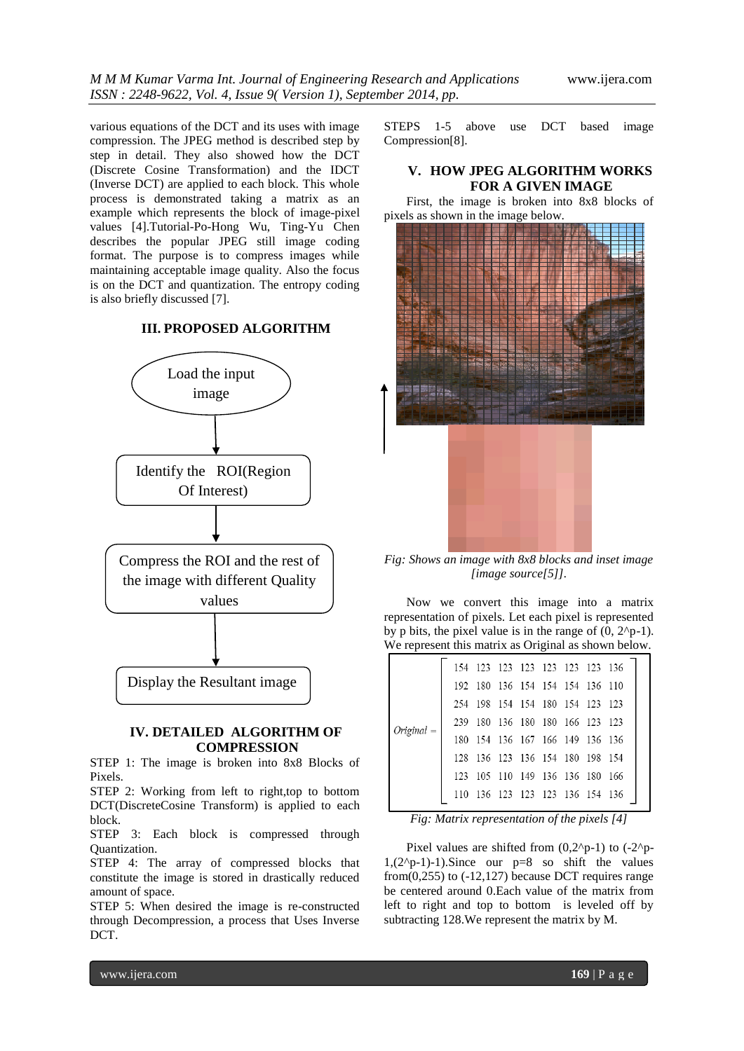various equations of the DCT and its uses with image compression. The JPEG method is described step by step in detail. They also showed how the DCT (Discrete Cosine Transformation) and the IDCT (Inverse DCT) are applied to each block. This whole process is demonstrated taking a matrix as an example which represents the block of image-pixel values [4].Tutorial-Po-Hong Wu, Ting-Yu Chen describes the popular JPEG still image coding format. The purpose is to compress images while maintaining acceptable image quality. Also the focus is on the DCT and quantization. The entropy coding is also briefly discussed [7].

## III. PROPOSED ALGORITHM

Load the input image → Identify the ROI(Region Of Interest) → Compress the ROI and the rest of the image with different Quality values → Display the Resultant image

## IV. DETAILED ALGORITHM OF COMPRESSION

STEP 1: The image is broken into 8x8 Blocks of Pixels.

STEP 2: Working from left to right,top to bottom DCT(DiscreteCosine Transform) is applied to each block.

STEP 3: Each block is compressed through Quantization.

STEP 4: The array of compressed blocks that constitute the image is stored in drastically reduced amount of space.

STEP 5: When desired the image is re-constructed through Decompression, a process that Uses Inverse DCT.

STEPS 1-5 above use DCT based image Compression[8].

## V. HOW JPEG ALGORITHM WORKS FOR A GIVEN IMAGE

First, the image is broken into 8x8 blocks of pixels as shown in the image below.

*Fig: Shows an image with 8x8 blocks and inset image [image source[5]].*

Now we convert this image into a matrix representation of pixels. Let each pixel is represented by p bits, the pixel value is in the range of (0, 2^p-1). We represent this matrix as Original as shown below.

$$
Original = \begin{bmatrix}
154 & 123 & 123 & 123 & 123 & 123 & 123 & 136 \\
192 & 180 & 136 & 154 & 154 & 154 & 136 & 110 \\
254 & 198 & 154 & 154 & 180 & 154 & 123 & 123 \\
239 & 180 & 136 & 180 & 180 & 166 & 123 & 123 \\
180 & 154 & 136 & 167 & 166 & 149 & 136 & 136 \\
128 & 136 & 123 & 136 & 154 & 180 & 198 & 154 \\
123 & 105 & 110 & 149 & 136 & 136 & 180 & 166 \\
110 & 136 & 123 & 123 & 123 & 136 & 154 & 136
\end{bmatrix}
$$

*Fig: Matrix representation of the pixels [4]*

Pixel values are shifted from (0,2^p-1) to (-2^p-1,(2^p-1)-1).Since our p=8 so shift the values from(0,255) to (-12,127) because DCT requires range be centered around 0.Each value of the matrix from left to right and top to bottom is leveled off by subtracting 128.We represent the matrix by M.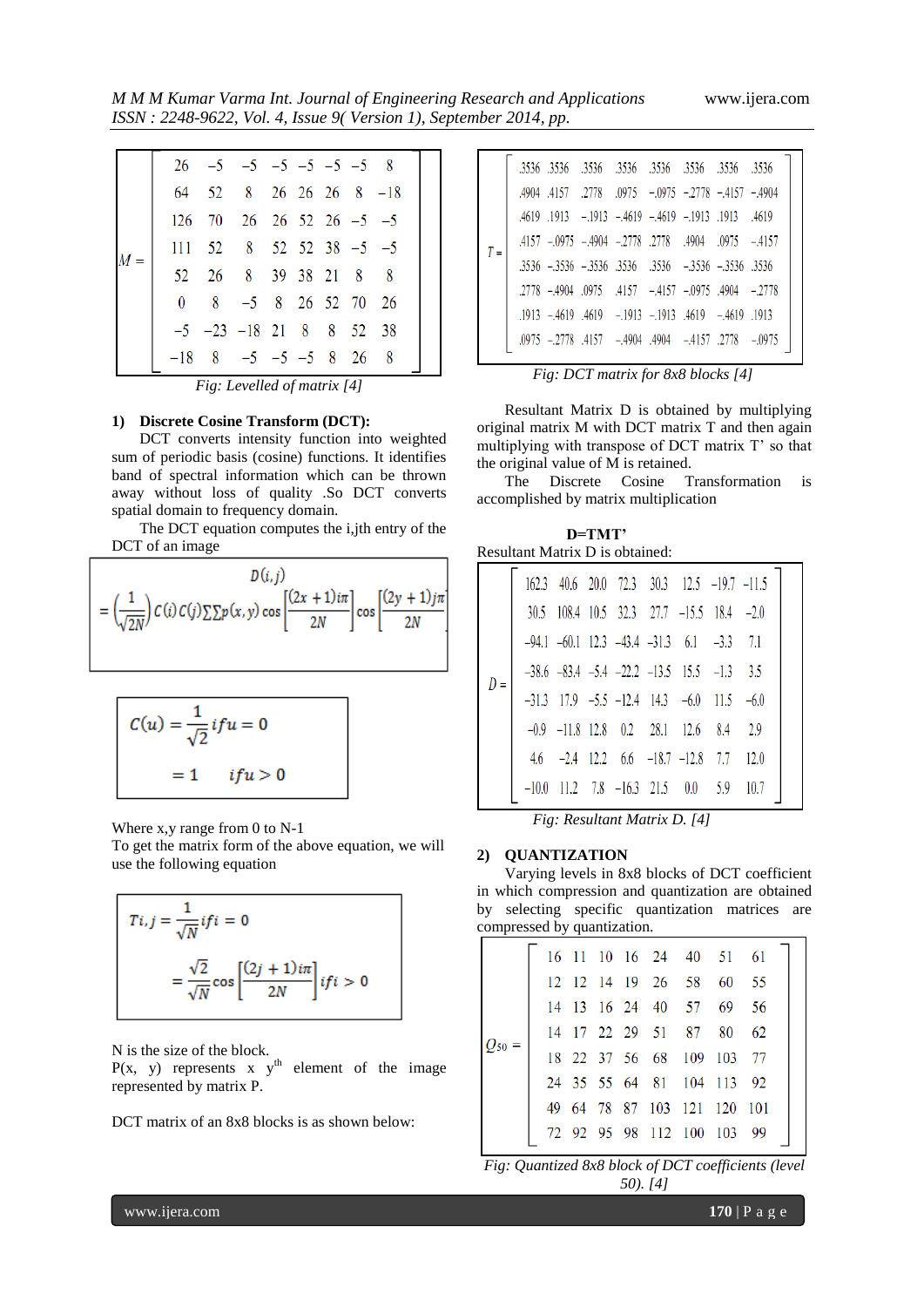$$M = \begin{bmatrix} 26 & -5 & -5 & -5 & -5 & -5 & -5 & 8 \\ 64 & 52 & 8 & 26 & 26 & 26 & 8 & -18 \\ 126 & 70 & 26 & 26 & 52 & 26 & -5 & -5 \\ 111 & 52 & 8 & 52 & 52 & 38 & -5 & -5 \\ 52 & 26 & 8 & 39 & 38 & 21 & 8 & 8 \\ 0 & 8 & -5 & 8 & 26 & 52 & 70 & 26 \\ -5 & -23 & -18 & 21 & 8 & 8 & 52 & 38 \\ -18 & 8 & -5 & -5 & -5 & 8 & 26 & 8 \end{bmatrix}$$

Fig: Levelled of matrix [4]

### 1) Discrete Cosine Transform (DCT):

DCT converts intensity function into weighted sum of periodic basis (cosine) functions. It identifies band of spectral information which can be thrown away without loss of quality .So DCT converts spatial domain to frequency domain.

The DCT equation computes the i,jth entry of the DCT of an image

$$D(i,j) = \left(\frac{1}{\sqrt{2N}}\right) C(i)\,C(j) \sum\sum p(x,y) \cos\left[\frac{(2x+1)i\pi}{2N}\right] \cos\left[\frac{(2y+1)j\pi}{2N}\right]$$

$$C(u) = \frac{1}{\sqrt{2}} \quad if\, u = 0$$
$$= 1 \quad if\, u > 0$$

Where x,y range from 0 to N-1

To get the matrix form of the above equation, we will use the following equation

$$T_{i,j} = \frac{1}{\sqrt{N}} \quad if\, i = 0$$
$$= \frac{\sqrt{2}}{\sqrt{N}} \cos\left[\frac{(2j+1)i\pi}{2N}\right] \quad if\, i > 0$$

N is the size of the block.

P(x, y) represents x y[th] element of the image represented by matrix P.

DCT matrix of an 8x8 blocks is as shown below:

$$T = \begin{bmatrix} .3536 & .3536 & .3536 & .3536 & .3536 & .3536 & .3536 & .3536 \\ .4904 & .4157 & .2778 & .0975 & -.0975 & -.2778 & -.4157 & -.4904 \\ .4619 & .1913 & -.1913 & -.4619 & -.4619 & -.1913 & .1913 & .4619 \\ .4157 & -.0975 & -.4904 & -.2778 & .2778 & .4904 & .0975 & -.4157 \\ .3536 & -.3536 & -.3536 & .3536 & .3536 & -.3536 & -.3536 & .3536 \\ .2778 & -.4904 & .0975 & .4157 & -.4157 & -.0975 & .4904 & -.2778 \\ .1913 & -.4619 & .4619 & -.1913 & -.1913 & .4619 & -.4619 & .1913 \\ .0975 & -.2778 & .4157 & -.4904 & .4904 & -.4157 & .2778 & -.0975 \end{bmatrix}$$

Fig: DCT matrix for 8x8 blocks [4]

Resultant Matrix D is obtained by multiplying original matrix M with DCT matrix T and then again multiplying with transpose of DCT matrix T' so that the original value of M is retained.

The Discrete Cosine Transformation is accomplished by matrix multiplication

**D=TMT'**

Resultant Matrix D is obtained:

$$D = \begin{bmatrix} 162.3 & 40.6 & 20.0 & 72.3 & 30.3 & 12.5 & -19.7 & -11.5 \\ 30.5 & 108.4 & 10.5 & 32.3 & 27.7 & -15.5 & 18.4 & -2.0 \\ -94.1 & -60.1 & 12.3 & -43.4 & -31.3 & 6.1 & -3.3 & 7.1 \\ -38.6 & -83.4 & -5.4 & -22.2 & -13.5 & 15.5 & -1.3 & 3.5 \\ -31.3 & 17.9 & -5.5 & -12.4 & 14.3 & -6.0 & 11.5 & -6.0 \\ -0.9 & -11.8 & 12.8 & 0.2 & 28.1 & 12.6 & 8.4 & 2.9 \\ 4.6 & -2.4 & 12.2 & 6.6 & -18.7 & -12.8 & 7.7 & 12.0 \\ -10.0 & 11.2 & 7.8 & -16.3 & 21.5 & 0.0 & 5.9 & 10.7 \end{bmatrix}$$

Fig: Resultant Matrix D. [4]

### 2) QUANTIZATION

Varying levels in 8x8 blocks of DCT coefficient in which compression and quantization are obtained by selecting specific quantization matrices are compressed by quantization.

$$Q_{50} = \begin{bmatrix} 16 & 11 & 10 & 16 & 24 & 40 & 51 & 61 \\ 12 & 12 & 14 & 19 & 26 & 58 & 60 & 55 \\ 14 & 13 & 16 & 24 & 40 & 57 & 69 & 56 \\ 14 & 17 & 22 & 29 & 51 & 87 & 80 & 62 \\ 18 & 22 & 37 & 56 & 68 & 109 & 103 & 77 \\ 24 & 35 & 55 & 64 & 81 & 104 & 113 & 92 \\ 49 & 64 & 78 & 87 & 103 & 121 & 120 & 101 \\ 72 & 92 & 95 & 98 & 112 & 100 & 103 & 99 \end{bmatrix}$$

Fig: Quantized 8x8 block of DCT coefficients (level 50). [4]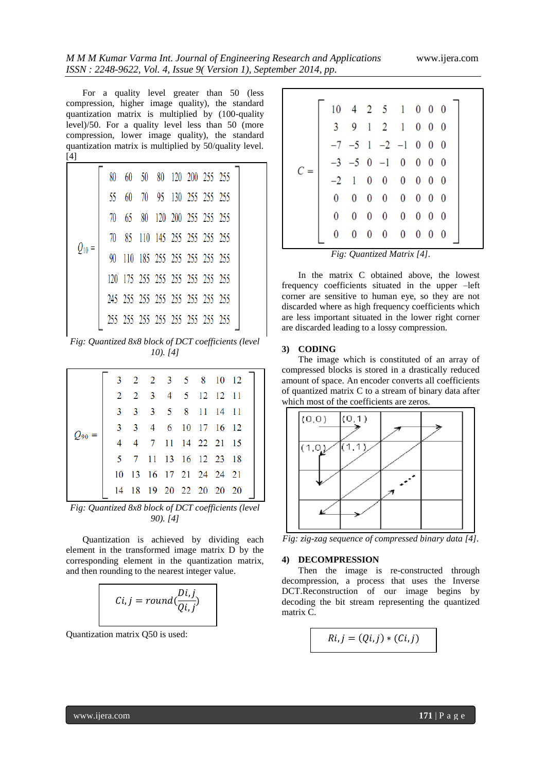For a quality level greater than 50 (less compression, higher image quality), the standard quantization matrix is multiplied by (100-quality level)/50. For a quality level less than 50 (more compression, lower image quality), the standard quantization matrix is multiplied by 50/quality level. [4]

$$Q_{10} = \begin{bmatrix} 80 & 60 & 50 & 80 & 120 & 200 & 255 & 255 \\ 55 & 60 & 70 & 95 & 130 & 255 & 255 & 255 \\ 70 & 65 & 80 & 120 & 200 & 255 & 255 & 255 \\ 70 & 85 & 110 & 145 & 255 & 255 & 255 & 255 \\ 90 & 110 & 185 & 255 & 255 & 255 & 255 & 255 \\ 120 & 175 & 255 & 255 & 255 & 255 & 255 & 255 \\ 245 & 255 & 255 & 255 & 255 & 255 & 255 & 255 \\ 255 & 255 & 255 & 255 & 255 & 255 & 255 & 255 \end{bmatrix}$$

*Fig: Quantized 8x8 block of DCT coefficients (level 10). [4]*

$$Q_{90} = \begin{bmatrix} 3 & 2 & 2 & 3 & 5 & 8 & 10 & 12 \\ 2 & 2 & 3 & 4 & 5 & 12 & 12 & 11 \\ 3 & 3 & 3 & 5 & 8 & 11 & 14 & 11 \\ 3 & 3 & 4 & 6 & 10 & 17 & 16 & 12 \\ 4 & 4 & 7 & 11 & 14 & 22 & 21 & 15 \\ 5 & 7 & 11 & 13 & 16 & 12 & 23 & 18 \\ 10 & 13 & 16 & 17 & 21 & 24 & 24 & 21 \\ 14 & 18 & 19 & 20 & 22 & 20 & 20 & 20 \end{bmatrix}$$

*Fig: Quantized 8x8 block of DCT coefficients (level 90). [4]*

Quantization is achieved by dividing each element in the transformed image matrix D by the corresponding element in the quantization matrix, and then rounding to the nearest integer value.

$$C_{i,j} = round\left(\frac{D_{i,j}}{Q_{i,j}}\right)$$

Quantization matrix Q50 is used:

$$C = \begin{bmatrix} 10 & 4 & 2 & 5 & 1 & 0 & 0 & 0 \\ 3 & 9 & 1 & 2 & 1 & 0 & 0 & 0 \\ -7 & -5 & 1 & -2 & -1 & 0 & 0 & 0 \\ -3 & -5 & 0 & -1 & 0 & 0 & 0 & 0 \\ -2 & 1 & 0 & 0 & 0 & 0 & 0 & 0 \\ 0 & 0 & 0 & 0 & 0 & 0 & 0 & 0 \\ 0 & 0 & 0 & 0 & 0 & 0 & 0 & 0 \\ 0 & 0 & 0 & 0 & 0 & 0 & 0 & 0 \end{bmatrix}$$

*Fig: Quantized Matrix [4].*

In the matrix C obtained above, the lowest frequency coefficients situated in the upper –left corner are sensitive to human eye, so they are not discarded where as high frequency coefficients which are less important situated in the lower right corner are discarded leading to a lossy compression.

### 3) CODING

The image which is constituted of an array of compressed blocks is stored in a drastically reduced amount of space. An encoder converts all coefficients of quantized matrix C to a stream of binary data after which most of the coefficients are zeros.

*Fig: zig-zag sequence of compressed binary data [4].*

### 4) DECOMPRESSION

Then the image is re-constructed through decompression, a process that uses the Inverse DCT.Reconstruction of our image begins by decoding the bit stream representing the quantized matrix C.

$$R_{i,j} = (Q_{i,j}) * (C_{i,j})$$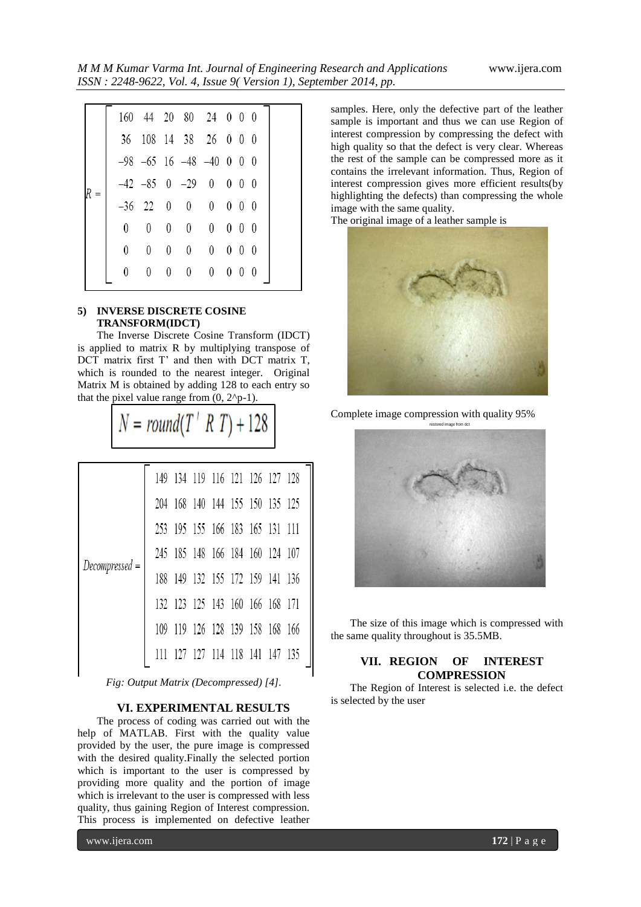$$R = \begin{bmatrix} 160 & 44 & 20 & 80 & 24 & 0 & 0 & 0 \\ 36 & 108 & 14 & 38 & 26 & 0 & 0 & 0 \\ -98 & -65 & 16 & -48 & -40 & 0 & 0 & 0 \\ -42 & -85 & 0 & -29 & 0 & 0 & 0 & 0 \\ -36 & 22 & 0 & 0 & 0 & 0 & 0 & 0 \\ 0 & 0 & 0 & 0 & 0 & 0 & 0 & 0 \\ 0 & 0 & 0 & 0 & 0 & 0 & 0 & 0 \\ 0 & 0 & 0 & 0 & 0 & 0 & 0 & 0 \end{bmatrix}$$

**5) INVERSE DISCRETE COSINE TRANSFORM(IDCT)**

The Inverse Discrete Cosine Transform (IDCT) is applied to matrix R by multiplying transpose of DCT matrix first T' and then with DCT matrix T, which is rounded to the nearest integer. Original Matrix M is obtained by adding 128 to each entry so that the pixel value range from (0, 2^p-1).

$$N = round(T' \; R \; T) + 128$$

$$Decompressed = \begin{bmatrix} 149 & 134 & 119 & 116 & 121 & 126 & 127 & 128 \\ 204 & 168 & 140 & 144 & 155 & 150 & 135 & 125 \\ 253 & 195 & 155 & 166 & 183 & 165 & 131 & 111 \\ 245 & 185 & 148 & 166 & 184 & 160 & 124 & 107 \\ 188 & 149 & 132 & 155 & 172 & 159 & 141 & 136 \\ 132 & 123 & 125 & 143 & 160 & 166 & 168 & 171 \\ 109 & 119 & 126 & 128 & 139 & 158 & 168 & 166 \\ 111 & 127 & 127 & 114 & 118 & 141 & 147 & 135 \end{bmatrix}$$

*Fig: Output Matrix (Decompressed) [4].*

## VI. EXPERIMENTAL RESULTS

The process of coding was carried out with the help of MATLAB. First with the quality value provided by the user, the pure image is compressed with the desired quality.Finally the selected portion which is important to the user is compressed by providing more quality and the portion of image which is irrelevant to the user is compressed with less quality, thus gaining Region of Interest compression. This process is implemented on defective leather samples. Here, only the defective part of the leather sample is important and thus we can use Region of interest compression by compressing the defect with high quality so that the defect is very clear. Whereas the rest of the sample can be compressed more as it contains the irrelevant information. Thus, Region of interest compression gives more efficient results(by highlighting the defects) than compressing the whole image with the same quality.

The original image of a leather sample is

Complete image compression with quality 95%

The size of this image which is compressed with the same quality throughout is 35.5MB.

## VII. REGION OF INTEREST COMPRESSION

The Region of Interest is selected i.e. the defect is selected by the user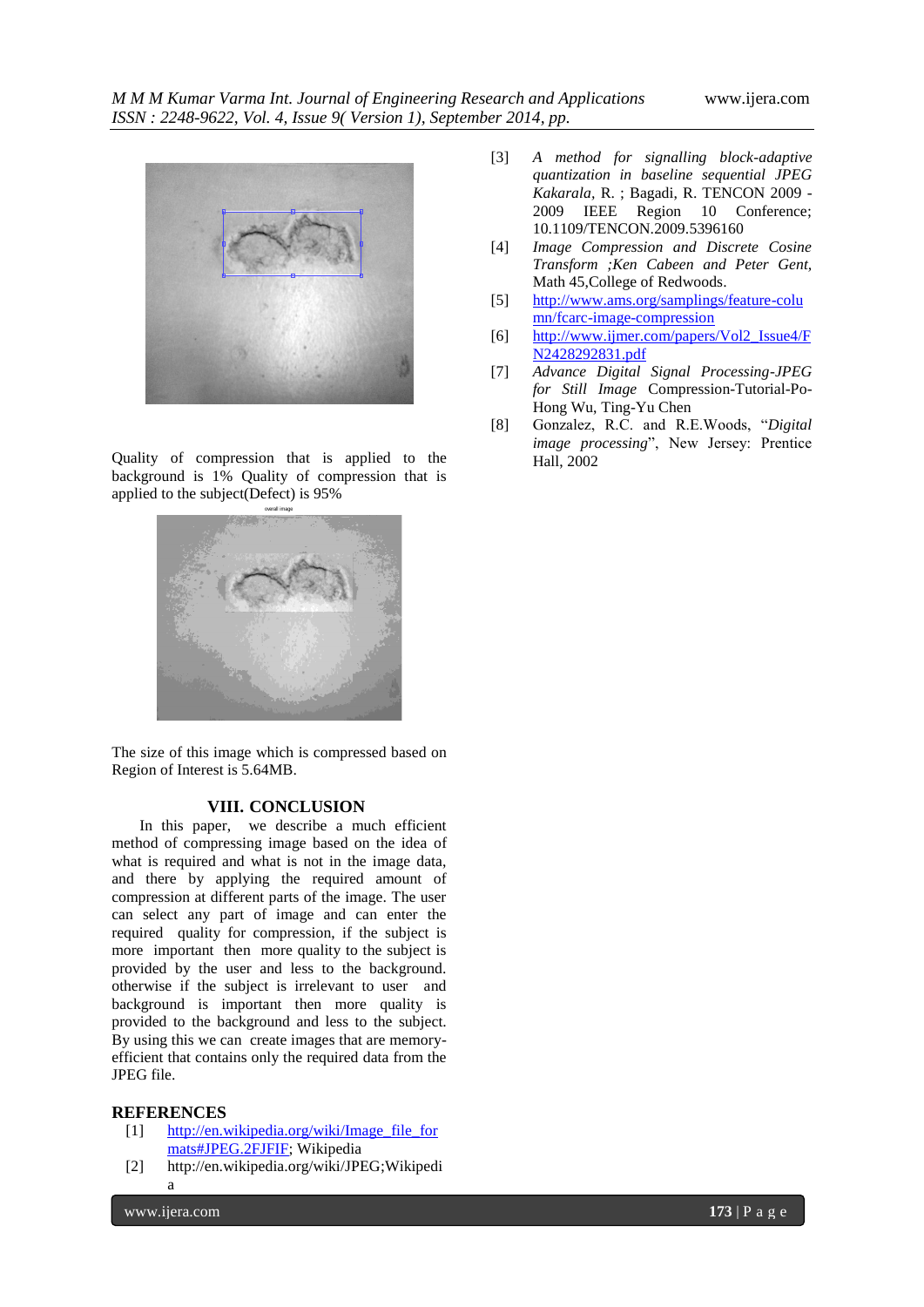Quality of compression that is applied to the background is 1% Quality of compression that is applied to the subject(Defect) is 95%

overall image

The size of this image which is compressed based on Region of Interest is 5.64MB.

## VIII. CONCLUSION

In this paper, we describe a much efficient method of compressing image based on the idea of what is required and what is not in the image data, and there by applying the required amount of compression at different parts of the image. The user can select any part of image and can enter the required quality for compression, if the subject is more important then more quality to the subject is provided by the user and less to the background. otherwise if the subject is irrelevant to user and background is important then more quality is provided to the background and less to the subject. By using this we can create images that are memory-efficient that contains only the required data from the JPEG file.

## REFERENCES

[1] http://en.wikipedia.org/wiki/Image_file_formats#JPEG.2FJFIF; Wikipedia

[2] http://en.wikipedia.org/wiki/JPEG;Wikipedia

[3] *A method for signalling block-adaptive quantization in baseline sequential JPEG Kakarala,* R. ; Bagadi, R. TENCON 2009 - 2009 IEEE Region 10 Conference; 10.1109/TENCON.2009.5396160

[4] *Image Compression and Discrete Cosine Transform ;Ken Cabeen and Peter Gent,* Math 45,College of Redwoods.

[5] http://www.ams.org/samplings/feature-column/fcarc-image-compression

[6] http://www.ijmer.com/papers/Vol2_Issue4/FN2428292831.pdf

[7] *Advance Digital Signal Processing-JPEG for Still Image* Compression-Tutorial-Po-Hong Wu, Ting-Yu Chen

[8] Gonzalez, R.C. and R.E.Woods, "*Digital image processing*", New Jersey: Prentice Hall, 2002